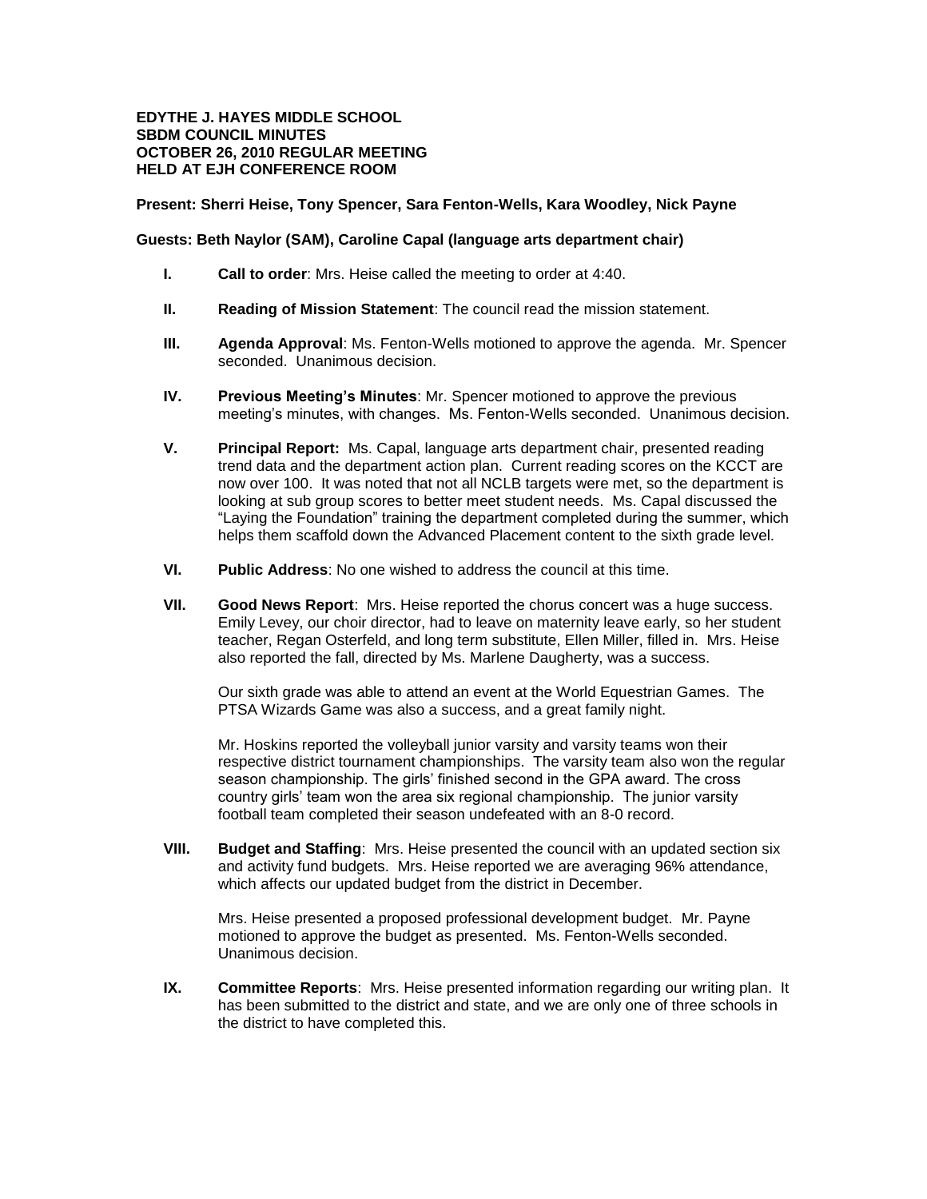**EDYTHE J. HAYES MIDDLE SCHOOL**
**SBDM COUNCIL MINUTES**
**OCTOBER 26, 2010 REGULAR MEETING**
**HELD AT EJH CONFERENCE ROOM**

**Present: Sherri Heise, Tony Spencer, Sara Fenton-Wells, Kara Woodley, Nick Payne**

**Guests: Beth Naylor (SAM), Caroline Capal (language arts department chair)**

**I.** **Call to order**: Mrs. Heise called the meeting to order at 4:40.

**II.** **Reading of Mission Statement**: The council read the mission statement.

**III.** **Agenda Approval**: Ms. Fenton-Wells motioned to approve the agenda. Mr. Spencer seconded. Unanimous decision.

**IV.** **Previous Meeting's Minutes**: Mr. Spencer motioned to approve the previous meeting's minutes, with changes. Ms. Fenton-Wells seconded. Unanimous decision.

**V.** **Principal Report:** Ms. Capal, language arts department chair, presented reading trend data and the department action plan. Current reading scores on the KCCT are now over 100. It was noted that not all NCLB targets were met, so the department is looking at sub group scores to better meet student needs. Ms. Capal discussed the "Laying the Foundation" training the department completed during the summer, which helps them scaffold down the Advanced Placement content to the sixth grade level.

**VI.** **Public Address**: No one wished to address the council at this time.

**VII.** **Good News Report**: Mrs. Heise reported the chorus concert was a huge success. Emily Levey, our choir director, had to leave on maternity leave early, so her student teacher, Regan Osterfeld, and long term substitute, Ellen Miller, filled in. Mrs. Heise also reported the fall, directed by Ms. Marlene Daugherty, was a success.

Our sixth grade was able to attend an event at the World Equestrian Games. The PTSA Wizards Game was also a success, and a great family night.

Mr. Hoskins reported the volleyball junior varsity and varsity teams won their respective district tournament championships. The varsity team also won the regular season championship. The girls' finished second in the GPA award. The cross country girls' team won the area six regional championship. The junior varsity football team completed their season undefeated with an 8-0 record.

**VIII.** **Budget and Staffing**: Mrs. Heise presented the council with an updated section six and activity fund budgets. Mrs. Heise reported we are averaging 96% attendance, which affects our updated budget from the district in December.

Mrs. Heise presented a proposed professional development budget. Mr. Payne motioned to approve the budget as presented. Ms. Fenton-Wells seconded. Unanimous decision.

**IX.** **Committee Reports**: Mrs. Heise presented information regarding our writing plan. It has been submitted to the district and state, and we are only one of three schools in the district to have completed this.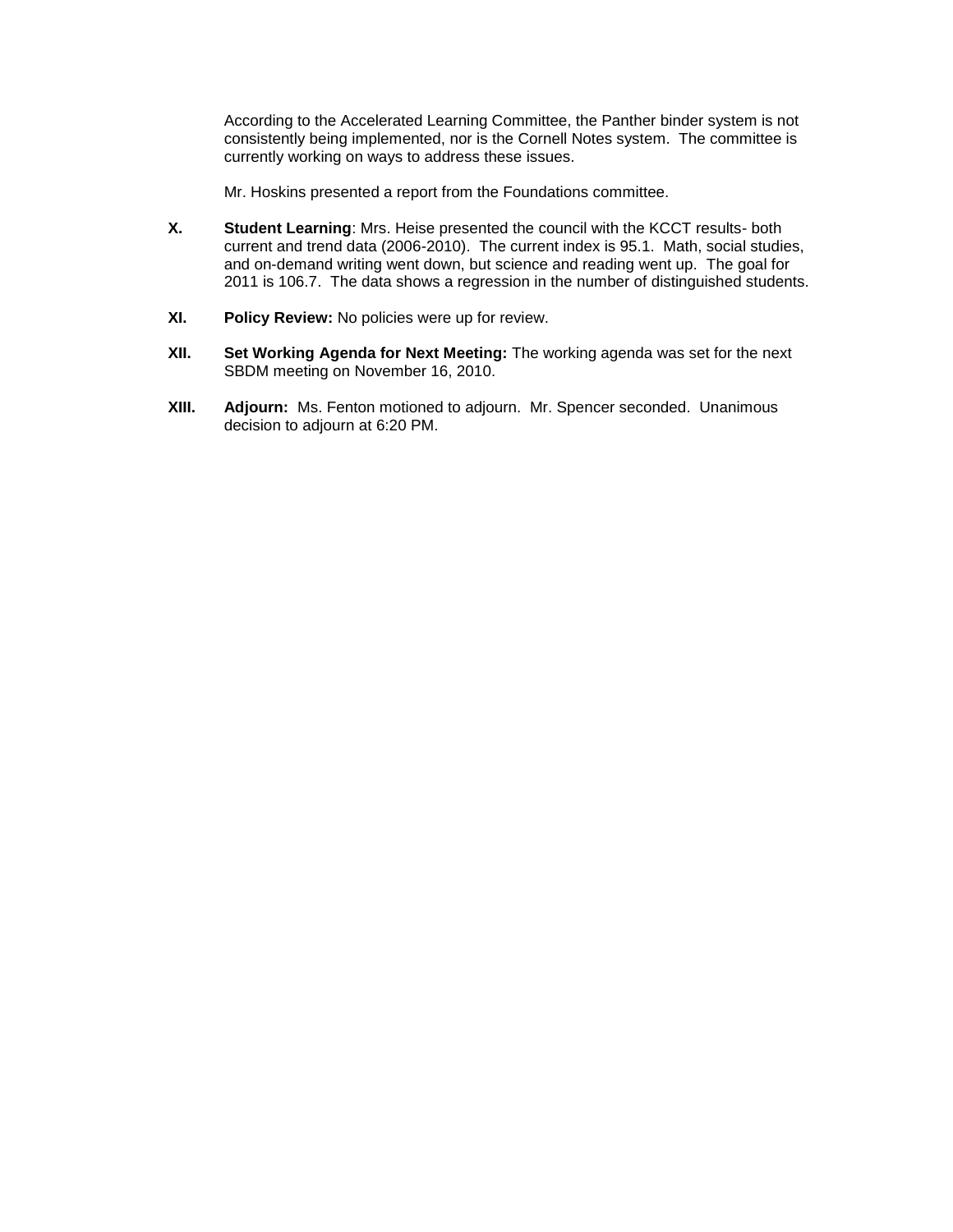According to the Accelerated Learning Committee, the Panther binder system is not consistently being implemented, nor is the Cornell Notes system. The committee is currently working on ways to address these issues.

Mr. Hoskins presented a report from the Foundations committee.

**X.** **Student Learning**: Mrs. Heise presented the council with the KCCT results- both current and trend data (2006-2010). The current index is 95.1. Math, social studies, and on-demand writing went down, but science and reading went up. The goal for 2011 is 106.7. The data shows a regression in the number of distinguished students.

**XI.** **Policy Review:** No policies were up for review.

**XII.** **Set Working Agenda for Next Meeting:** The working agenda was set for the next SBDM meeting on November 16, 2010.

**XIII.** **Adjourn:** Ms. Fenton motioned to adjourn. Mr. Spencer seconded. Unanimous decision to adjourn at 6:20 PM.